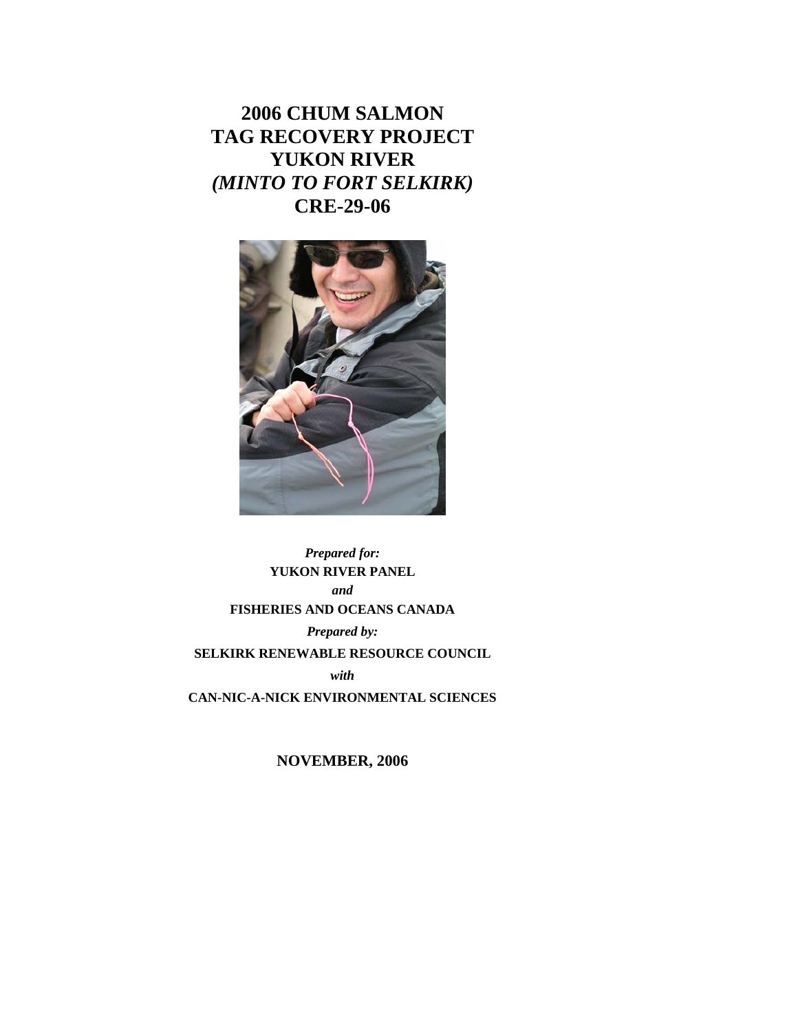# 2006 CHUM SALMON TAG RECOVERY PROJECT YUKON RIVER *(MINTO TO FORT SELKIRK)* CRE-29-06

***Prepared for:***

**YUKON RIVER PANEL**

***and***

**FISHERIES AND OCEANS CANADA**

***Prepared by:***

**SELKIRK RENEWABLE RESOURCE COUNCIL**

***with***

**CAN-NIC-A-NICK ENVIRONMENTAL SCIENCES**

**NOVEMBER, 2006**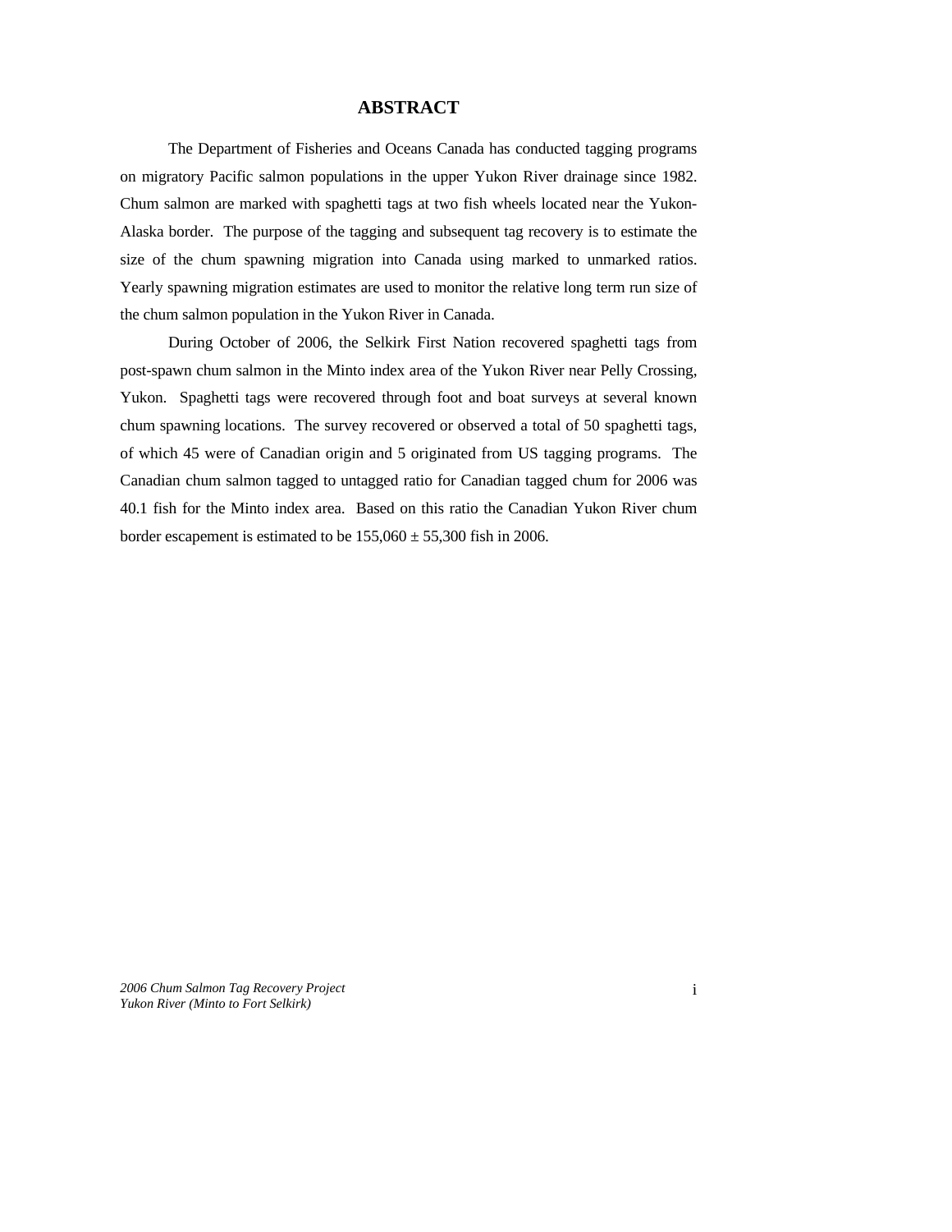# ABSTRACT

The Department of Fisheries and Oceans Canada has conducted tagging programs on migratory Pacific salmon populations in the upper Yukon River drainage since 1982. Chum salmon are marked with spaghetti tags at two fish wheels located near the Yukon-Alaska border. The purpose of the tagging and subsequent tag recovery is to estimate the size of the chum spawning migration into Canada using marked to unmarked ratios. Yearly spawning migration estimates are used to monitor the relative long term run size of the chum salmon population in the Yukon River in Canada.

During October of 2006, the Selkirk First Nation recovered spaghetti tags from post-spawn chum salmon in the Minto index area of the Yukon River near Pelly Crossing, Yukon. Spaghetti tags were recovered through foot and boat surveys at several known chum spawning locations. The survey recovered or observed a total of 50 spaghetti tags, of which 45 were of Canadian origin and 5 originated from US tagging programs. The Canadian chum salmon tagged to untagged ratio for Canadian tagged chum for 2006 was 40.1 fish for the Minto index area. Based on this ratio the Canadian Yukon River chum border escapement is estimated to be 155,060 ± 55,300 fish in 2006.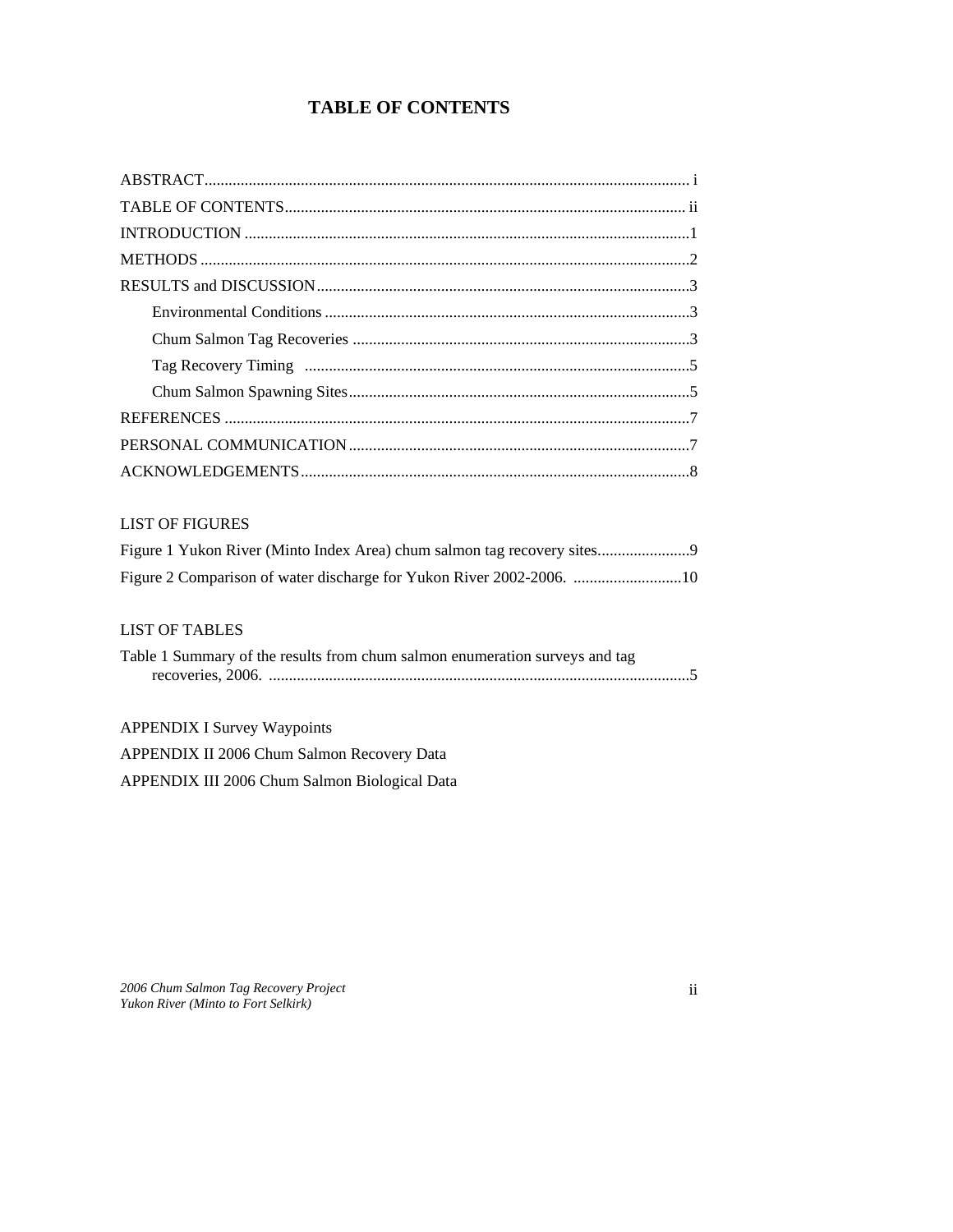# TABLE OF CONTENTS

ABSTRACT.......................................................................................................................... i

TABLE OF CONTENTS.................................................................................................. ii

INTRODUCTION .............................................................................................................1

METHODS .........................................................................................................................2

RESULTS and DISCUSSION............................................................................................3

- Environmental Conditions ..........................................................................................3
- Chum Salmon Tag Recoveries ...................................................................................3
- Tag Recovery Timing ...............................................................................................5
- Chum Salmon Spawning Sites....................................................................................5

REFERENCES ...................................................................................................................7

PERSONAL COMMUNICATION....................................................................................7

ACKNOWLEDGEMENTS................................................................................................8

LIST OF FIGURES

Figure 1 Yukon River (Minto Index Area) chum salmon tag recovery sites.......................9

Figure 2 Comparison of water discharge for Yukon River 2002-2006. ...........................10

LIST OF TABLES

Table 1 Summary of the results from chum salmon enumeration surveys and tag recoveries, 2006. ........................................................................................................5

APPENDIX I Survey Waypoints

APPENDIX II 2006 Chum Salmon Recovery Data

APPENDIX III 2006 Chum Salmon Biological Data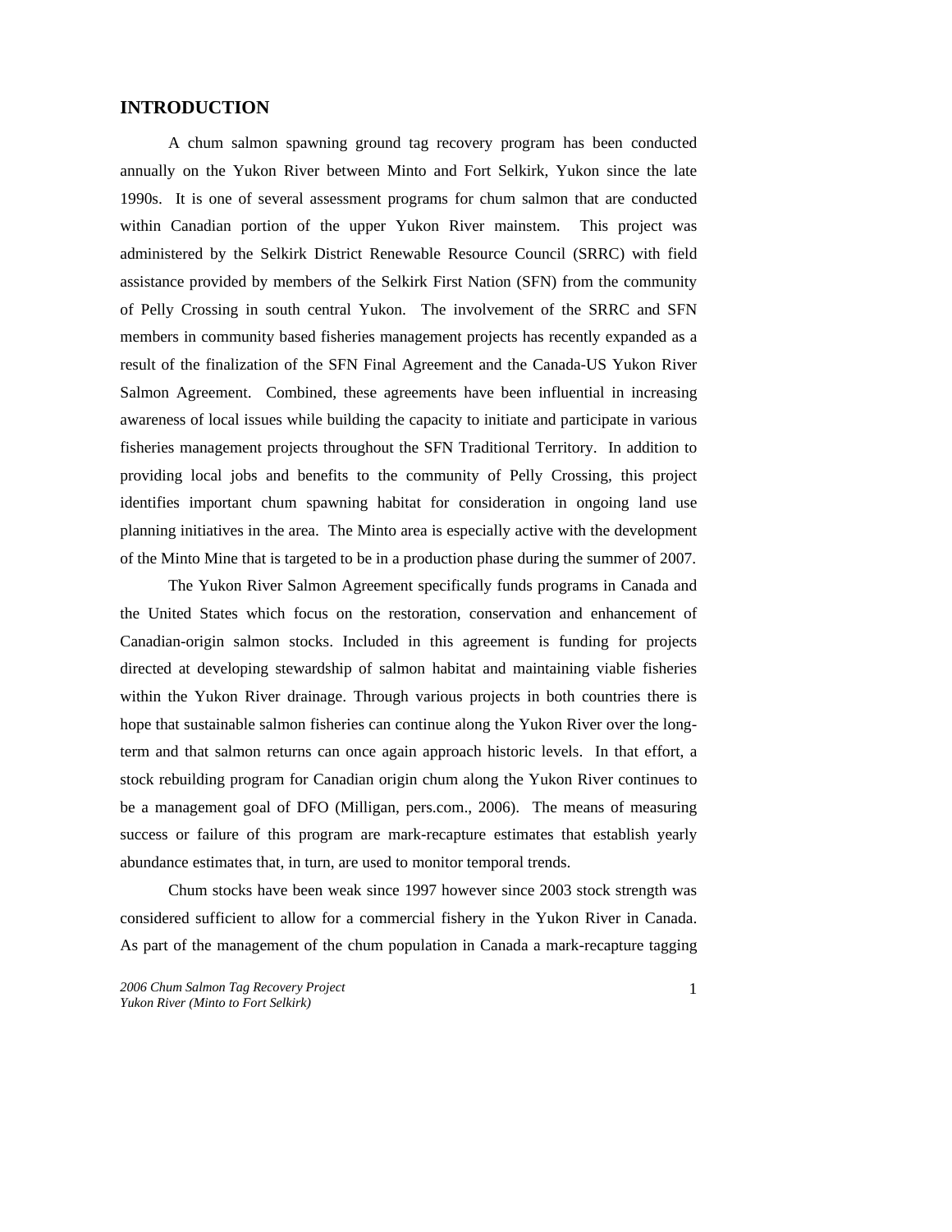# INTRODUCTION

A chum salmon spawning ground tag recovery program has been conducted annually on the Yukon River between Minto and Fort Selkirk, Yukon since the late 1990s. It is one of several assessment programs for chum salmon that are conducted within Canadian portion of the upper Yukon River mainstem. This project was administered by the Selkirk District Renewable Resource Council (SRRC) with field assistance provided by members of the Selkirk First Nation (SFN) from the community of Pelly Crossing in south central Yukon. The involvement of the SRRC and SFN members in community based fisheries management projects has recently expanded as a result of the finalization of the SFN Final Agreement and the Canada-US Yukon River Salmon Agreement. Combined, these agreements have been influential in increasing awareness of local issues while building the capacity to initiate and participate in various fisheries management projects throughout the SFN Traditional Territory. In addition to providing local jobs and benefits to the community of Pelly Crossing, this project identifies important chum spawning habitat for consideration in ongoing land use planning initiatives in the area. The Minto area is especially active with the development of the Minto Mine that is targeted to be in a production phase during the summer of 2007.

The Yukon River Salmon Agreement specifically funds programs in Canada and the United States which focus on the restoration, conservation and enhancement of Canadian-origin salmon stocks. Included in this agreement is funding for projects directed at developing stewardship of salmon habitat and maintaining viable fisheries within the Yukon River drainage. Through various projects in both countries there is hope that sustainable salmon fisheries can continue along the Yukon River over the long-term and that salmon returns can once again approach historic levels. In that effort, a stock rebuilding program for Canadian origin chum along the Yukon River continues to be a management goal of DFO (Milligan, pers.com., 2006). The means of measuring success or failure of this program are mark-recapture estimates that establish yearly abundance estimates that, in turn, are used to monitor temporal trends.

Chum stocks have been weak since 1997 however since 2003 stock strength was considered sufficient to allow for a commercial fishery in the Yukon River in Canada. As part of the management of the chum population in Canada a mark-recapture tagging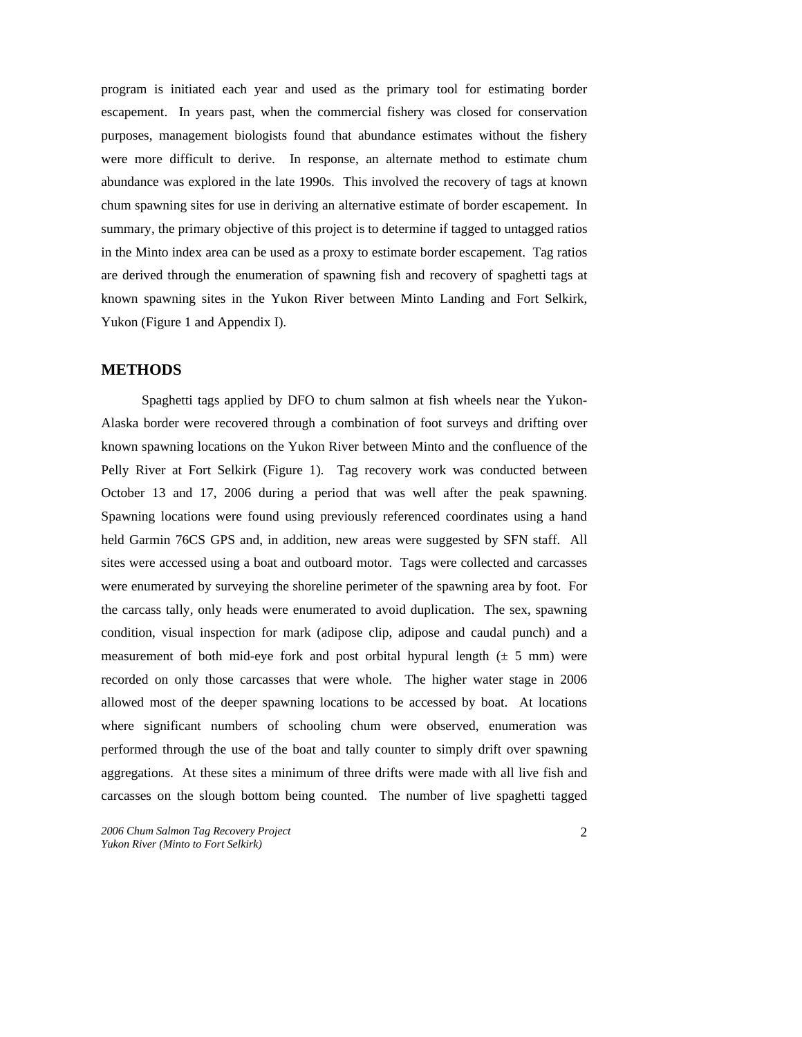program is initiated each year and used as the primary tool for estimating border escapement. In years past, when the commercial fishery was closed for conservation purposes, management biologists found that abundance estimates without the fishery were more difficult to derive. In response, an alternate method to estimate chum abundance was explored in the late 1990s. This involved the recovery of tags at known chum spawning sites for use in deriving an alternative estimate of border escapement. In summary, the primary objective of this project is to determine if tagged to untagged ratios in the Minto index area can be used as a proxy to estimate border escapement. Tag ratios are derived through the enumeration of spawning fish and recovery of spaghetti tags at known spawning sites in the Yukon River between Minto Landing and Fort Selkirk, Yukon (Figure 1 and Appendix I).

## METHODS

Spaghetti tags applied by DFO to chum salmon at fish wheels near the Yukon-Alaska border were recovered through a combination of foot surveys and drifting over known spawning locations on the Yukon River between Minto and the confluence of the Pelly River at Fort Selkirk (Figure 1). Tag recovery work was conducted between October 13 and 17, 2006 during a period that was well after the peak spawning. Spawning locations were found using previously referenced coordinates using a hand held Garmin 76CS GPS and, in addition, new areas were suggested by SFN staff. All sites were accessed using a boat and outboard motor. Tags were collected and carcasses were enumerated by surveying the shoreline perimeter of the spawning area by foot. For the carcass tally, only heads were enumerated to avoid duplication. The sex, spawning condition, visual inspection for mark (adipose clip, adipose and caudal punch) and a measurement of both mid-eye fork and post orbital hypural length (± 5 mm) were recorded on only those carcasses that were whole. The higher water stage in 2006 allowed most of the deeper spawning locations to be accessed by boat. At locations where significant numbers of schooling chum were observed, enumeration was performed through the use of the boat and tally counter to simply drift over spawning aggregations. At these sites a minimum of three drifts were made with all live fish and carcasses on the slough bottom being counted. The number of live spaghetti tagged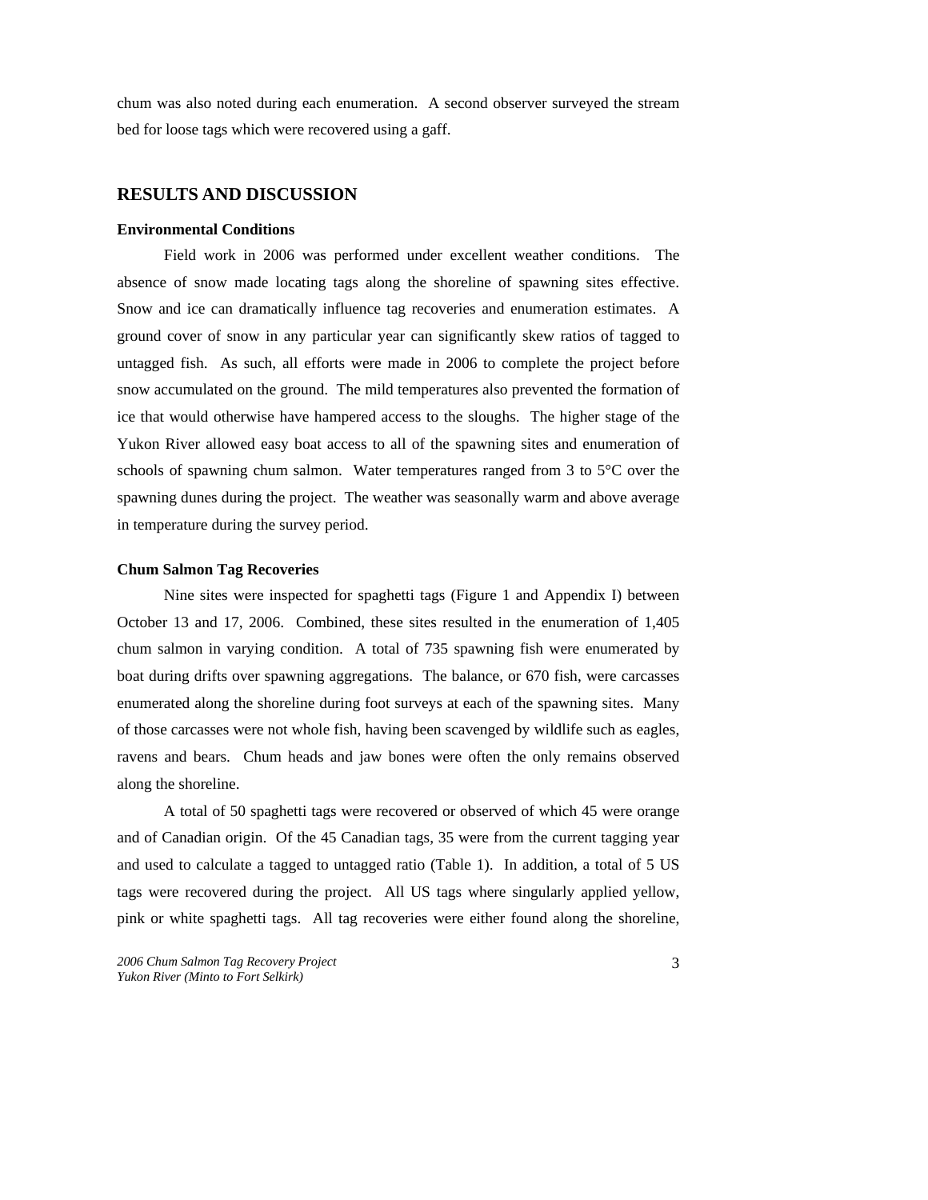chum was also noted during each enumeration. A second observer surveyed the stream bed for loose tags which were recovered using a gaff.

## RESULTS AND DISCUSSION

### Environmental Conditions

Field work in 2006 was performed under excellent weather conditions. The absence of snow made locating tags along the shoreline of spawning sites effective. Snow and ice can dramatically influence tag recoveries and enumeration estimates. A ground cover of snow in any particular year can significantly skew ratios of tagged to untagged fish. As such, all efforts were made in 2006 to complete the project before snow accumulated on the ground. The mild temperatures also prevented the formation of ice that would otherwise have hampered access to the sloughs. The higher stage of the Yukon River allowed easy boat access to all of the spawning sites and enumeration of schools of spawning chum salmon. Water temperatures ranged from 3 to 5°C over the spawning dunes during the project. The weather was seasonally warm and above average in temperature during the survey period.

### Chum Salmon Tag Recoveries

Nine sites were inspected for spaghetti tags (Figure 1 and Appendix I) between October 13 and 17, 2006. Combined, these sites resulted in the enumeration of 1,405 chum salmon in varying condition. A total of 735 spawning fish were enumerated by boat during drifts over spawning aggregations. The balance, or 670 fish, were carcasses enumerated along the shoreline during foot surveys at each of the spawning sites. Many of those carcasses were not whole fish, having been scavenged by wildlife such as eagles, ravens and bears. Chum heads and jaw bones were often the only remains observed along the shoreline.

A total of 50 spaghetti tags were recovered or observed of which 45 were orange and of Canadian origin. Of the 45 Canadian tags, 35 were from the current tagging year and used to calculate a tagged to untagged ratio (Table 1). In addition, a total of 5 US tags were recovered during the project. All US tags where singularly applied yellow, pink or white spaghetti tags. All tag recoveries were either found along the shoreline,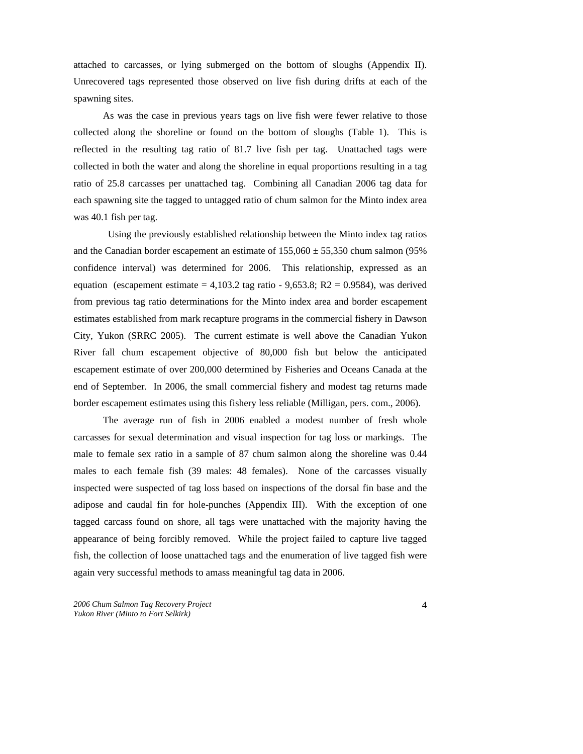attached to carcasses, or lying submerged on the bottom of sloughs (Appendix II). Unrecovered tags represented those observed on live fish during drifts at each of the spawning sites.

As was the case in previous years tags on live fish were fewer relative to those collected along the shoreline or found on the bottom of sloughs (Table 1). This is reflected in the resulting tag ratio of 81.7 live fish per tag. Unattached tags were collected in both the water and along the shoreline in equal proportions resulting in a tag ratio of 25.8 carcasses per unattached tag. Combining all Canadian 2006 tag data for each spawning site the tagged to untagged ratio of chum salmon for the Minto index area was 40.1 fish per tag.

Using the previously established relationship between the Minto index tag ratios and the Canadian border escapement an estimate of 155,060 ± 55,350 chum salmon (95% confidence interval) was determined for 2006. This relationship, expressed as an equation (escapement estimate = 4,103.2 tag ratio - 9,653.8; $R^2 = 0.9584$), was derived from previous tag ratio determinations for the Minto index area and border escapement estimates established from mark recapture programs in the commercial fishery in Dawson City, Yukon (SRRC 2005). The current estimate is well above the Canadian Yukon River fall chum escapement objective of 80,000 fish but below the anticipated escapement estimate of over 200,000 determined by Fisheries and Oceans Canada at the end of September. In 2006, the small commercial fishery and modest tag returns made border escapement estimates using this fishery less reliable (Milligan, pers. com., 2006).

The average run of fish in 2006 enabled a modest number of fresh whole carcasses for sexual determination and visual inspection for tag loss or markings. The male to female sex ratio in a sample of 87 chum salmon along the shoreline was 0.44 males to each female fish (39 males: 48 females). None of the carcasses visually inspected were suspected of tag loss based on inspections of the dorsal fin base and the adipose and caudal fin for hole-punches (Appendix III). With the exception of one tagged carcass found on shore, all tags were unattached with the majority having the appearance of being forcibly removed. While the project failed to capture live tagged fish, the collection of loose unattached tags and the enumeration of live tagged fish were again very successful methods to amass meaningful tag data in 2006.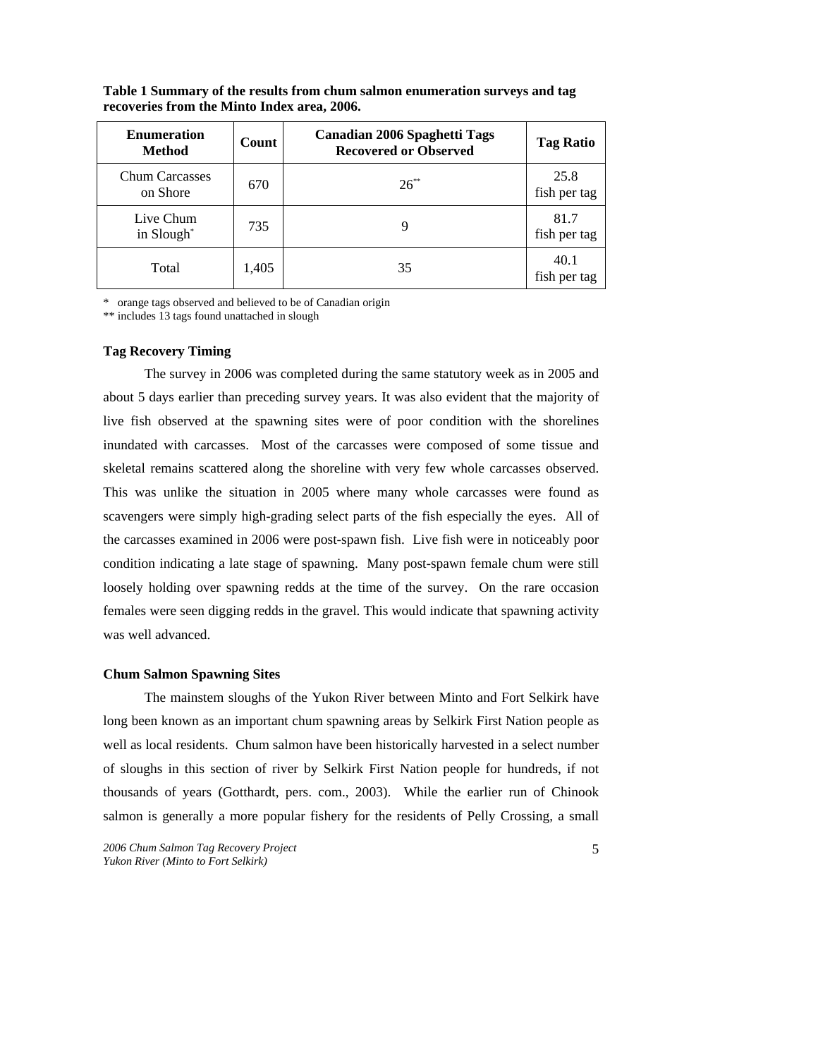**Table 1 Summary of the results from chum salmon enumeration surveys and tag recoveries from the Minto Index area, 2006.**

| Enumeration Method | Count | Canadian 2006 Spaghetti Tags Recovered or Observed | Tag Ratio |
|---|---|---|---|
| Chum Carcasses on Shore | 670 | 26** | 25.8 fish per tag |
| Live Chum in Slough* | 735 | 9 | 81.7 fish per tag |
| Total | 1,405 | 35 | 40.1 fish per tag |

\* orange tags observed and believed to be of Canadian origin
** includes 13 tags found unattached in slough

### Tag Recovery Timing

The survey in 2006 was completed during the same statutory week as in 2005 and about 5 days earlier than preceding survey years. It was also evident that the majority of live fish observed at the spawning sites were of poor condition with the shorelines inundated with carcasses. Most of the carcasses were composed of some tissue and skeletal remains scattered along the shoreline with very few whole carcasses observed. This was unlike the situation in 2005 where many whole carcasses were found as scavengers were simply high-grading select parts of the fish especially the eyes. All of the carcasses examined in 2006 were post-spawn fish. Live fish were in noticeably poor condition indicating a late stage of spawning. Many post-spawn female chum were still loosely holding over spawning redds at the time of the survey. On the rare occasion females were seen digging redds in the gravel. This would indicate that spawning activity was well advanced.

### Chum Salmon Spawning Sites

The mainstem sloughs of the Yukon River between Minto and Fort Selkirk have long been known as an important chum spawning areas by Selkirk First Nation people as well as local residents. Chum salmon have been historically harvested in a select number of sloughs in this section of river by Selkirk First Nation people for hundreds, if not thousands of years (Gotthardt, pers. com., 2003). While the earlier run of Chinook salmon is generally a more popular fishery for the residents of Pelly Crossing, a small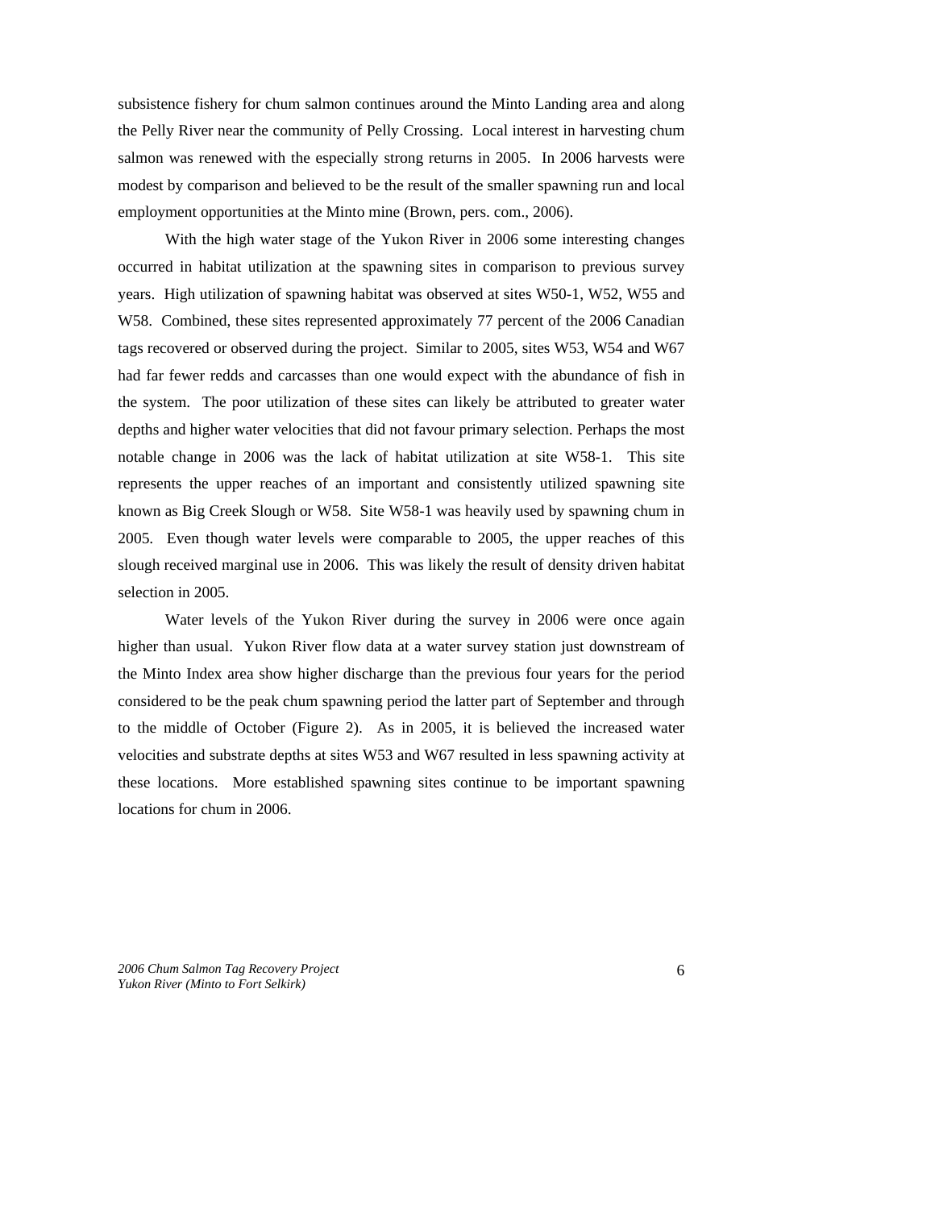subsistence fishery for chum salmon continues around the Minto Landing area and along the Pelly River near the community of Pelly Crossing. Local interest in harvesting chum salmon was renewed with the especially strong returns in 2005. In 2006 harvests were modest by comparison and believed to be the result of the smaller spawning run and local employment opportunities at the Minto mine (Brown, pers. com., 2006).

With the high water stage of the Yukon River in 2006 some interesting changes occurred in habitat utilization at the spawning sites in comparison to previous survey years. High utilization of spawning habitat was observed at sites W50-1, W52, W55 and W58. Combined, these sites represented approximately 77 percent of the 2006 Canadian tags recovered or observed during the project. Similar to 2005, sites W53, W54 and W67 had far fewer redds and carcasses than one would expect with the abundance of fish in the system. The poor utilization of these sites can likely be attributed to greater water depths and higher water velocities that did not favour primary selection. Perhaps the most notable change in 2006 was the lack of habitat utilization at site W58-1. This site represents the upper reaches of an important and consistently utilized spawning site known as Big Creek Slough or W58. Site W58-1 was heavily used by spawning chum in 2005. Even though water levels were comparable to 2005, the upper reaches of this slough received marginal use in 2006. This was likely the result of density driven habitat selection in 2005.

Water levels of the Yukon River during the survey in 2006 were once again higher than usual. Yukon River flow data at a water survey station just downstream of the Minto Index area show higher discharge than the previous four years for the period considered to be the peak chum spawning period the latter part of September and through to the middle of October (Figure 2). As in 2005, it is believed the increased water velocities and substrate depths at sites W53 and W67 resulted in less spawning activity at these locations. More established spawning sites continue to be important spawning locations for chum in 2006.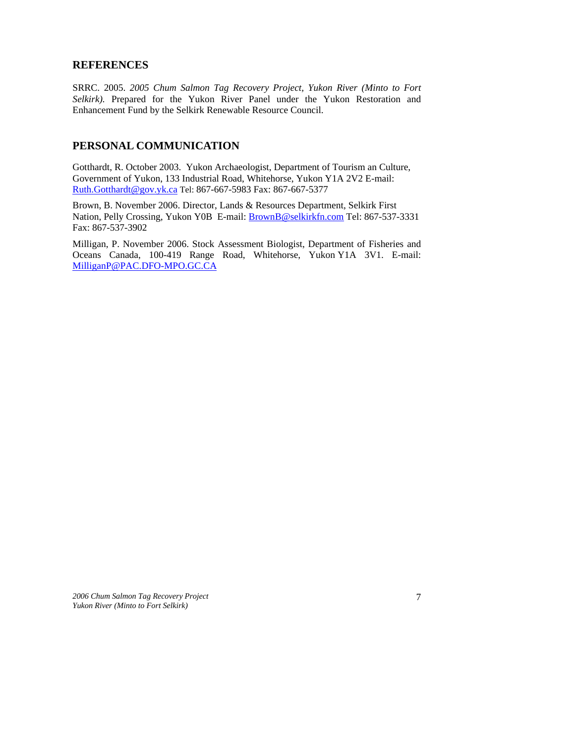## REFERENCES

SRRC. 2005. *2005 Chum Salmon Tag Recovery Project, Yukon River (Minto to Fort Selkirk).* Prepared for the Yukon River Panel under the Yukon Restoration and Enhancement Fund by the Selkirk Renewable Resource Council.

## PERSONAL COMMUNICATION

Gotthardt, R. October 2003. Yukon Archaeologist, Department of Tourism an Culture, Government of Yukon, 133 Industrial Road, Whitehorse, Yukon Y1A 2V2 E-mail: Ruth.Gotthardt@gov.yk.ca Tel: 867-667-5983 Fax: 867-667-5377

Brown, B. November 2006. Director, Lands & Resources Department, Selkirk First Nation, Pelly Crossing, Yukon Y0B E-mail: BrownB@selkirkfn.com Tel: 867-537-3331 Fax: 867-537-3902

Milligan, P. November 2006. Stock Assessment Biologist, Department of Fisheries and Oceans Canada, 100-419 Range Road, Whitehorse, Yukon Y1A 3V1. E-mail: MilliganP@PAC.DFO-MPO.GC.CA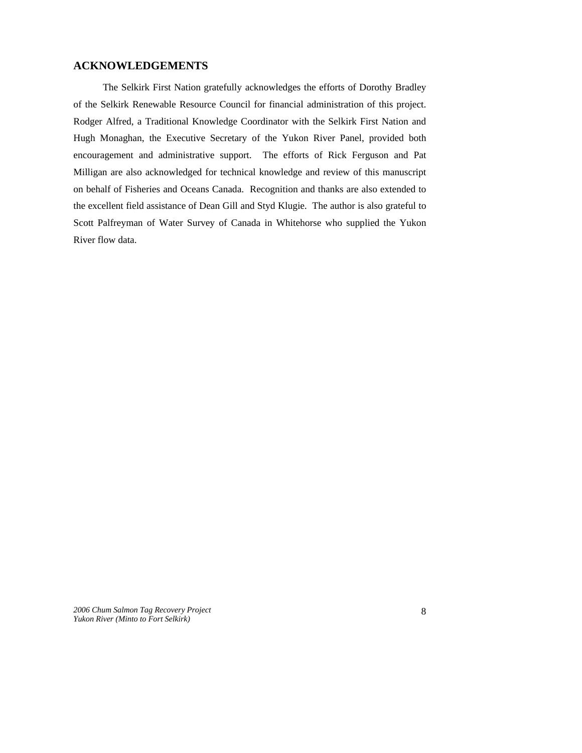## ACKNOWLEDGEMENTS

The Selkirk First Nation gratefully acknowledges the efforts of Dorothy Bradley of the Selkirk Renewable Resource Council for financial administration of this project. Rodger Alfred, a Traditional Knowledge Coordinator with the Selkirk First Nation and Hugh Monaghan, the Executive Secretary of the Yukon River Panel, provided both encouragement and administrative support. The efforts of Rick Ferguson and Pat Milligan are also acknowledged for technical knowledge and review of this manuscript on behalf of Fisheries and Oceans Canada. Recognition and thanks are also extended to the excellent field assistance of Dean Gill and Styd Klugie. The author is also grateful to Scott Palfreyman of Water Survey of Canada in Whitehorse who supplied the Yukon River flow data.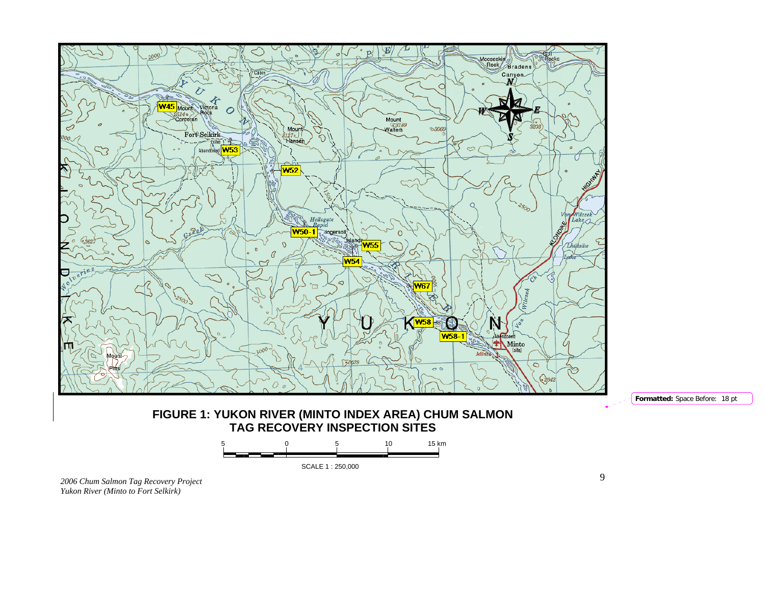**FIGURE 1: YUKON RIVER (MINTO INDEX AREA) CHUM SALMON TAG RECOVERY INSPECTION SITES**

SCALE 1 : 250,000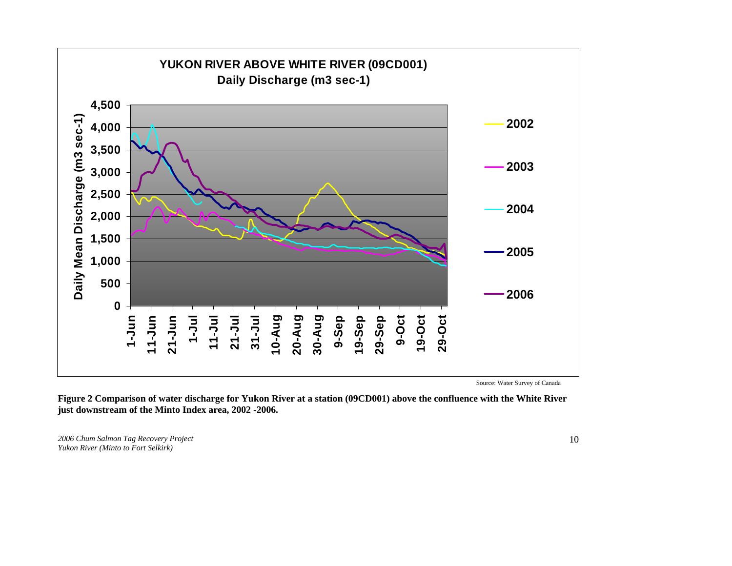YUKON RIVER ABOVE WHITE RIVER (09CD001)
Daily Discharge (m3 sec-1)

Source: Water Survey of Canada

**Figure 2 Comparison of water discharge for Yukon River at a station (09CD001) above the confluence with the White River just downstream of the Minto Index area, 2002 -2006.**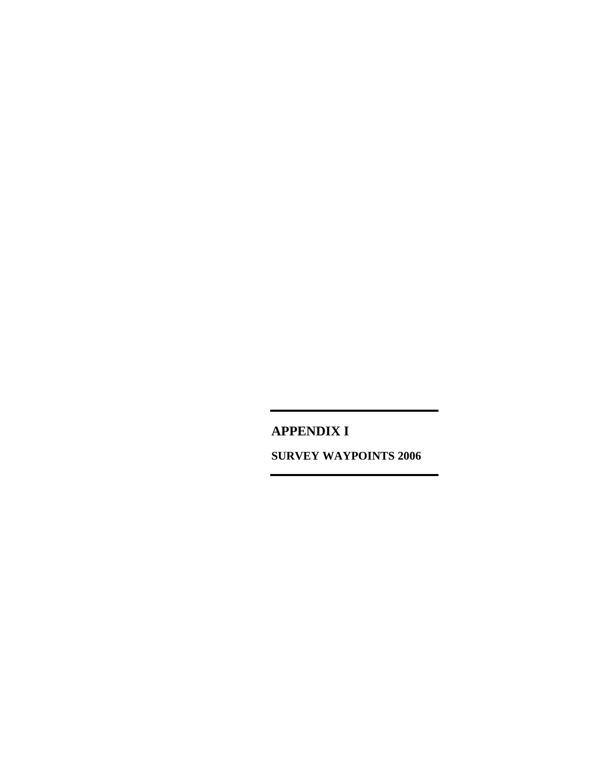# APPENDIX I

## SURVEY WAYPOINTS 2006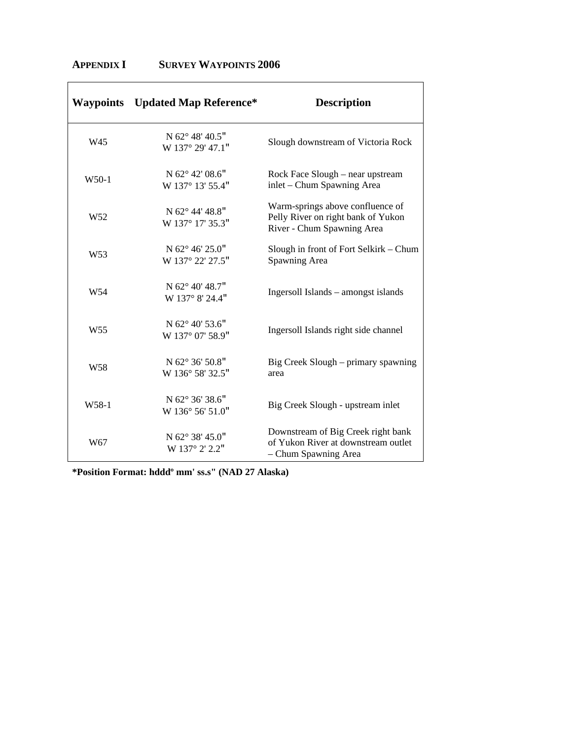## APPENDIX I SURVEY WAYPOINTS 2006

| Waypoints | Updated Map Reference* | Description |
|---|---|---|
| W45 | N 62° 48' 40.5" W 137° 29' 47.1" | Slough downstream of Victoria Rock |
| W50-1 | N 62° 42' 08.6" W 137° 13' 55.4" | Rock Face Slough – near upstream inlet – Chum Spawning Area |
| W52 | N 62° 44' 48.8" W 137° 17' 35.3" | Warm-springs above confluence of Pelly River on right bank of Yukon River - Chum Spawning Area |
| W53 | N 62° 46' 25.0" W 137° 22' 27.5" | Slough in front of Fort Selkirk – Chum Spawning Area |
| W54 | N 62° 40' 48.7" W 137° 8' 24.4" | Ingersoll Islands – amongst islands |
| W55 | N 62° 40' 53.6" W 137° 07' 58.9" | Ingersoll Islands right side channel |
| W58 | N 62° 36' 50.8" W 136° 58' 32.5" | Big Creek Slough – primary spawning area |
| W58-1 | N 62° 36' 38.6" W 136° 56' 51.0" | Big Creek Slough - upstream inlet |
| W67 | N 62° 38' 45.0" W 137° 2' 2.2" | Downstream of Big Creek right bank of Yukon River at downstream outlet – Chum Spawning Area |

**\*Position Format: hdddº mm' ss.s" (NAD 27 Alaska)**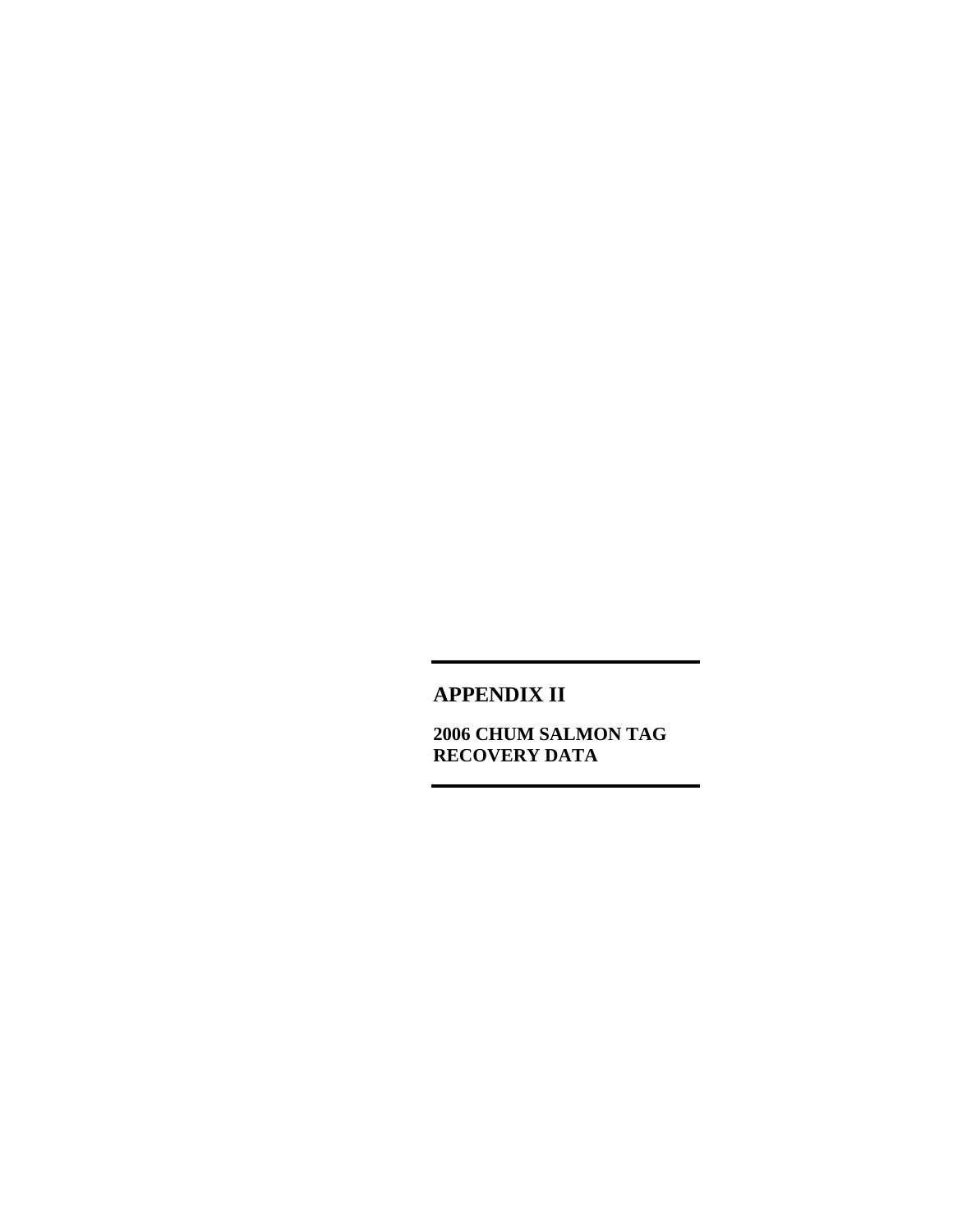# APPENDIX II

**2006 CHUM SALMON TAG RECOVERY DATA**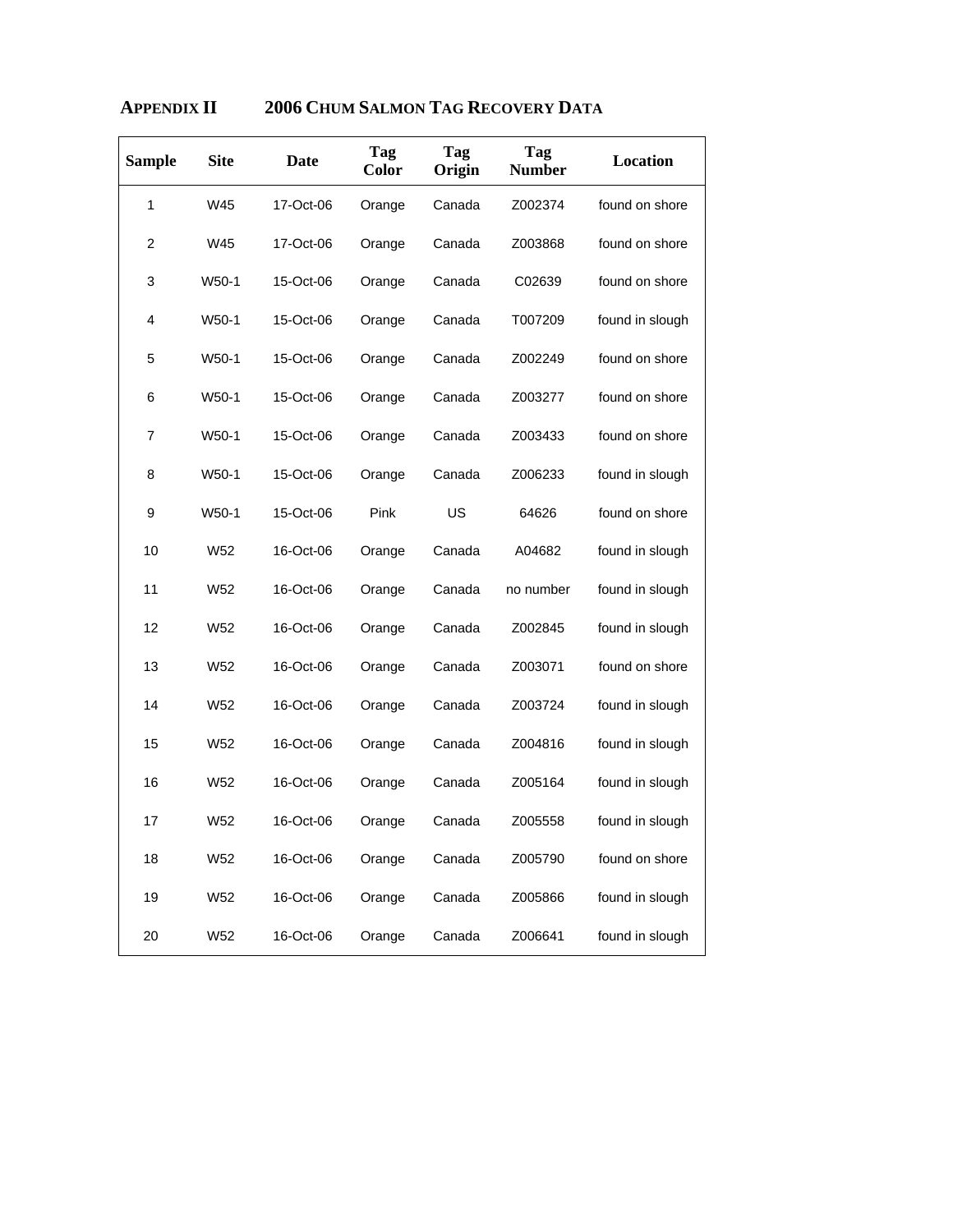## APPENDIX II 2006 CHUM SALMON TAG RECOVERY DATA

| Sample | Site | Date | Tag Color | Tag Origin | Tag Number | Location |
|---|---|---|---|---|---|---|
| 1 | W45 | 17-Oct-06 | Orange | Canada | Z002374 | found on shore |
| 2 | W45 | 17-Oct-06 | Orange | Canada | Z003868 | found on shore |
| 3 | W50-1 | 15-Oct-06 | Orange | Canada | C02639 | found on shore |
| 4 | W50-1 | 15-Oct-06 | Orange | Canada | T007209 | found in slough |
| 5 | W50-1 | 15-Oct-06 | Orange | Canada | Z002249 | found on shore |
| 6 | W50-1 | 15-Oct-06 | Orange | Canada | Z003277 | found on shore |
| 7 | W50-1 | 15-Oct-06 | Orange | Canada | Z003433 | found on shore |
| 8 | W50-1 | 15-Oct-06 | Orange | Canada | Z006233 | found in slough |
| 9 | W50-1 | 15-Oct-06 | Pink | US | 64626 | found on shore |
| 10 | W52 | 16-Oct-06 | Orange | Canada | A04682 | found in slough |
| 11 | W52 | 16-Oct-06 | Orange | Canada | no number | found in slough |
| 12 | W52 | 16-Oct-06 | Orange | Canada | Z002845 | found in slough |
| 13 | W52 | 16-Oct-06 | Orange | Canada | Z003071 | found on shore |
| 14 | W52 | 16-Oct-06 | Orange | Canada | Z003724 | found in slough |
| 15 | W52 | 16-Oct-06 | Orange | Canada | Z004816 | found in slough |
| 16 | W52 | 16-Oct-06 | Orange | Canada | Z005164 | found in slough |
| 17 | W52 | 16-Oct-06 | Orange | Canada | Z005558 | found in slough |
| 18 | W52 | 16-Oct-06 | Orange | Canada | Z005790 | found on shore |
| 19 | W52 | 16-Oct-06 | Orange | Canada | Z005866 | found in slough |
| 20 | W52 | 16-Oct-06 | Orange | Canada | Z006641 | found in slough |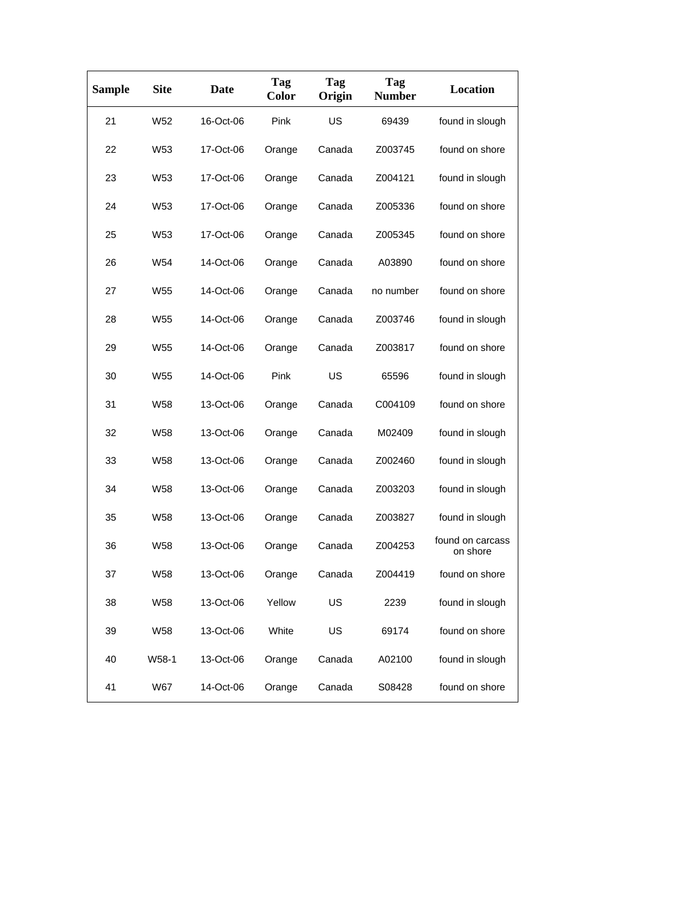| Sample | Site | Date | Tag Color | Tag Origin | Tag Number | Location |
| --- | --- | --- | --- | --- | --- | --- |
| 21 | W52 | 16-Oct-06 | Pink | US | 69439 | found in slough |
| 22 | W53 | 17-Oct-06 | Orange | Canada | Z003745 | found on shore |
| 23 | W53 | 17-Oct-06 | Orange | Canada | Z004121 | found in slough |
| 24 | W53 | 17-Oct-06 | Orange | Canada | Z005336 | found on shore |
| 25 | W53 | 17-Oct-06 | Orange | Canada | Z005345 | found on shore |
| 26 | W54 | 14-Oct-06 | Orange | Canada | A03890 | found on shore |
| 27 | W55 | 14-Oct-06 | Orange | Canada | no number | found on shore |
| 28 | W55 | 14-Oct-06 | Orange | Canada | Z003746 | found in slough |
| 29 | W55 | 14-Oct-06 | Orange | Canada | Z003817 | found on shore |
| 30 | W55 | 14-Oct-06 | Pink | US | 65596 | found in slough |
| 31 | W58 | 13-Oct-06 | Orange | Canada | C004109 | found on shore |
| 32 | W58 | 13-Oct-06 | Orange | Canada | M02409 | found in slough |
| 33 | W58 | 13-Oct-06 | Orange | Canada | Z002460 | found in slough |
| 34 | W58 | 13-Oct-06 | Orange | Canada | Z003203 | found in slough |
| 35 | W58 | 13-Oct-06 | Orange | Canada | Z003827 | found in slough |
| 36 | W58 | 13-Oct-06 | Orange | Canada | Z004253 | found on carcass on shore |
| 37 | W58 | 13-Oct-06 | Orange | Canada | Z004419 | found on shore |
| 38 | W58 | 13-Oct-06 | Yellow | US | 2239 | found in slough |
| 39 | W58 | 13-Oct-06 | White | US | 69174 | found on shore |
| 40 | W58-1 | 13-Oct-06 | Orange | Canada | A02100 | found in slough |
| 41 | W67 | 14-Oct-06 | Orange | Canada | S08428 | found on shore |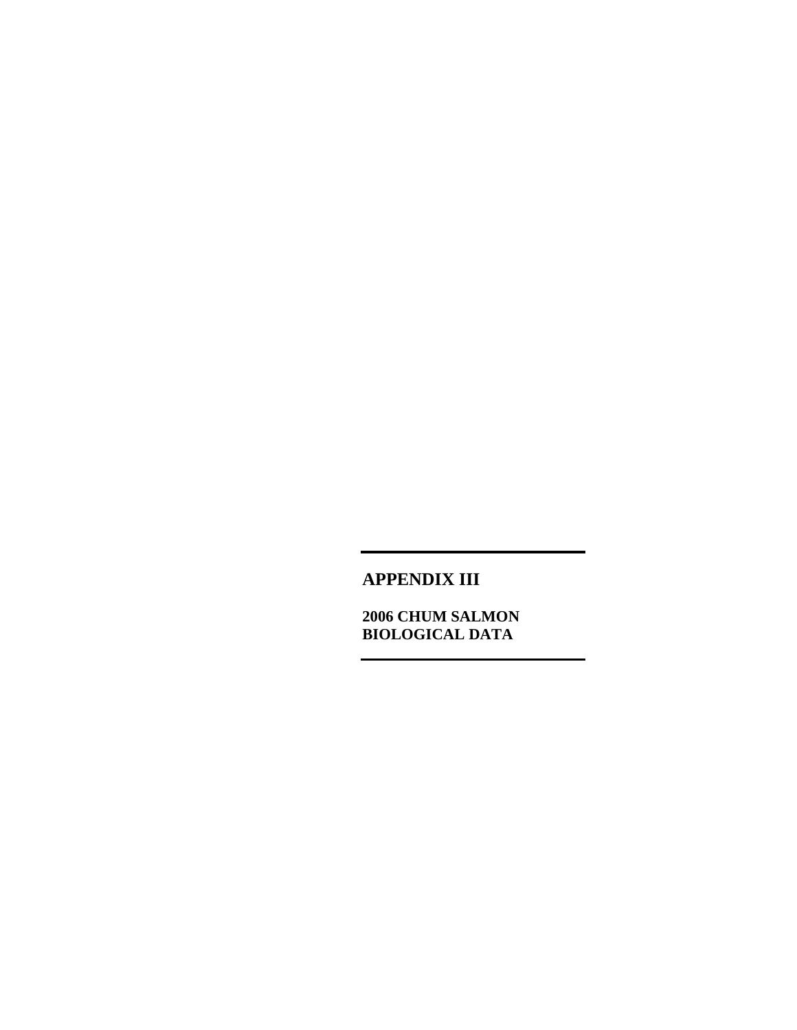# APPENDIX III

## 2006 CHUM SALMON BIOLOGICAL DATA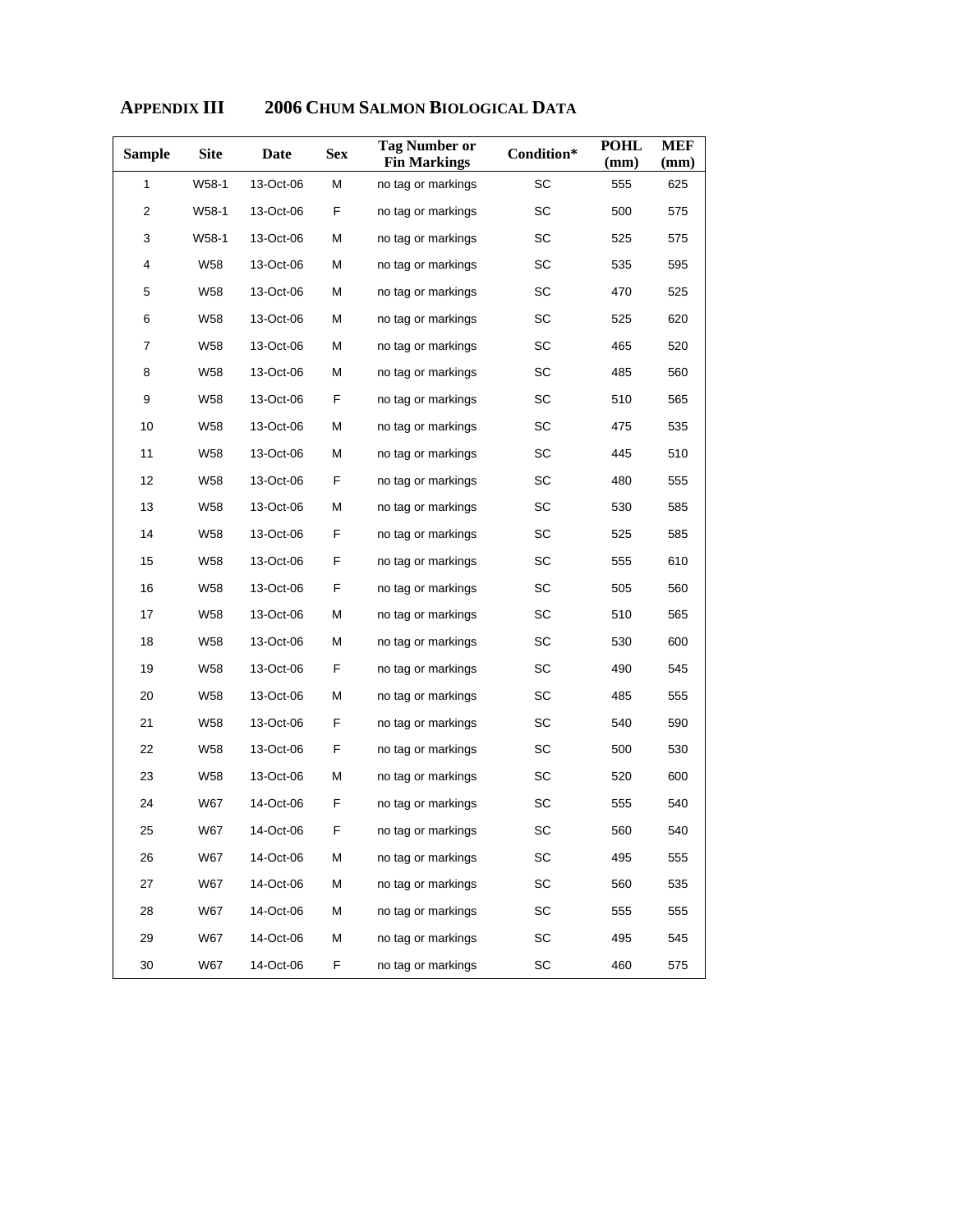## APPENDIX III 2006 CHUM SALMON BIOLOGICAL DATA

| Sample | Site | Date | Sex | Tag Number or Fin Markings | Condition* | POHL (mm) | MEF (mm) |
|---|---|---|---|---|---|---|---|
| 1 | W58-1 | 13-Oct-06 | M | no tag or markings | SC | 555 | 625 |
| 2 | W58-1 | 13-Oct-06 | F | no tag or markings | SC | 500 | 575 |
| 3 | W58-1 | 13-Oct-06 | M | no tag or markings | SC | 525 | 575 |
| 4 | W58 | 13-Oct-06 | M | no tag or markings | SC | 535 | 595 |
| 5 | W58 | 13-Oct-06 | M | no tag or markings | SC | 470 | 525 |
| 6 | W58 | 13-Oct-06 | M | no tag or markings | SC | 525 | 620 |
| 7 | W58 | 13-Oct-06 | M | no tag or markings | SC | 465 | 520 |
| 8 | W58 | 13-Oct-06 | M | no tag or markings | SC | 485 | 560 |
| 9 | W58 | 13-Oct-06 | F | no tag or markings | SC | 510 | 565 |
| 10 | W58 | 13-Oct-06 | M | no tag or markings | SC | 475 | 535 |
| 11 | W58 | 13-Oct-06 | M | no tag or markings | SC | 445 | 510 |
| 12 | W58 | 13-Oct-06 | F | no tag or markings | SC | 480 | 555 |
| 13 | W58 | 13-Oct-06 | M | no tag or markings | SC | 530 | 585 |
| 14 | W58 | 13-Oct-06 | F | no tag or markings | SC | 525 | 585 |
| 15 | W58 | 13-Oct-06 | F | no tag or markings | SC | 555 | 610 |
| 16 | W58 | 13-Oct-06 | F | no tag or markings | SC | 505 | 560 |
| 17 | W58 | 13-Oct-06 | M | no tag or markings | SC | 510 | 565 |
| 18 | W58 | 13-Oct-06 | M | no tag or markings | SC | 530 | 600 |
| 19 | W58 | 13-Oct-06 | F | no tag or markings | SC | 490 | 545 |
| 20 | W58 | 13-Oct-06 | M | no tag or markings | SC | 485 | 555 |
| 21 | W58 | 13-Oct-06 | F | no tag or markings | SC | 540 | 590 |
| 22 | W58 | 13-Oct-06 | F | no tag or markings | SC | 500 | 530 |
| 23 | W58 | 13-Oct-06 | M | no tag or markings | SC | 520 | 600 |
| 24 | W67 | 14-Oct-06 | F | no tag or markings | SC | 555 | 540 |
| 25 | W67 | 14-Oct-06 | F | no tag or markings | SC | 560 | 540 |
| 26 | W67 | 14-Oct-06 | M | no tag or markings | SC | 495 | 555 |
| 27 | W67 | 14-Oct-06 | M | no tag or markings | SC | 560 | 535 |
| 28 | W67 | 14-Oct-06 | M | no tag or markings | SC | 555 | 555 |
| 29 | W67 | 14-Oct-06 | M | no tag or markings | SC | 495 | 545 |
| 30 | W67 | 14-Oct-06 | F | no tag or markings | SC | 460 | 575 |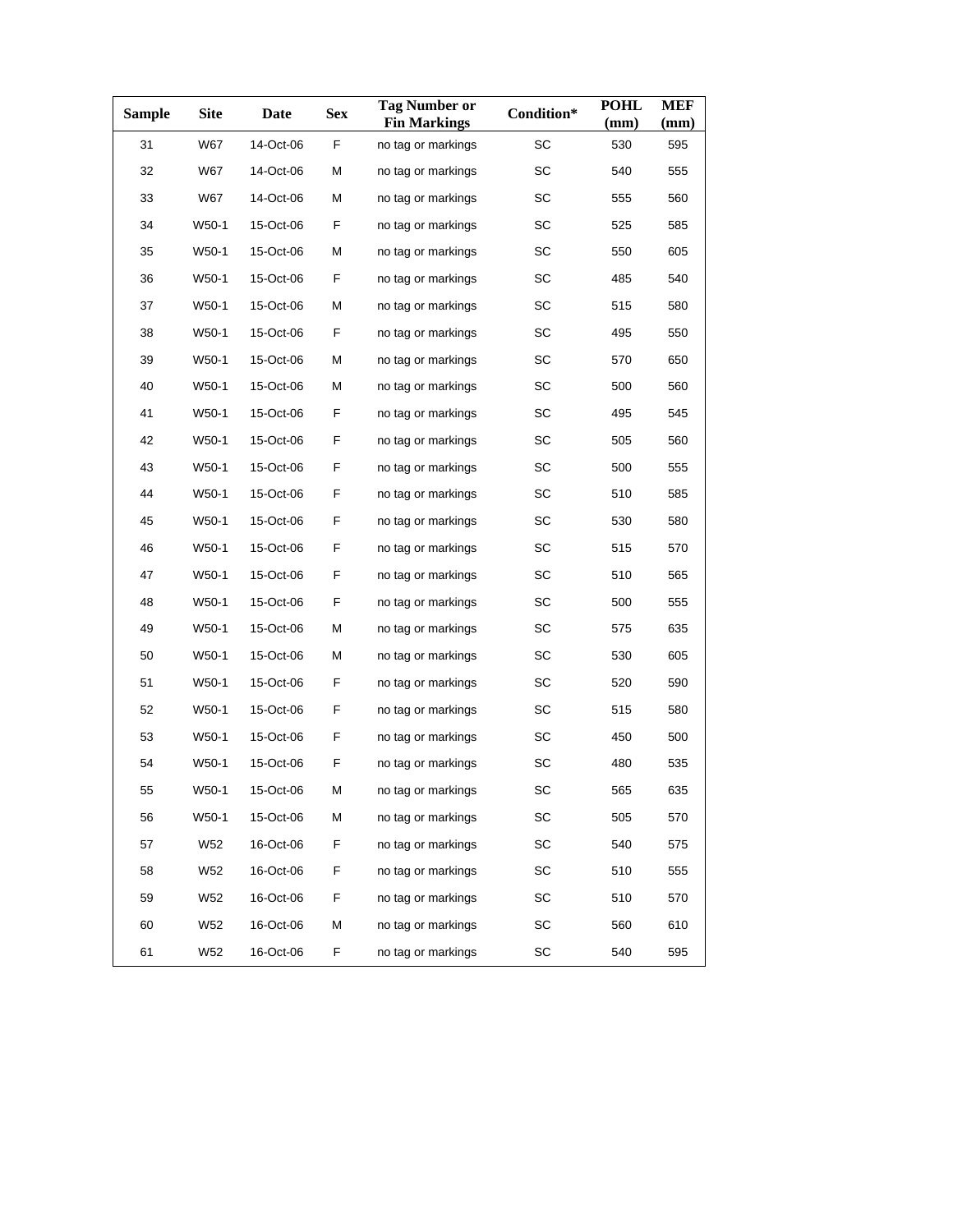| Sample | Site | Date | Sex | Tag Number or Fin Markings | Condition* | POHL (mm) | MEF (mm) |
|---|---|---|---|---|---|---|---|
| 31 | W67 | 14-Oct-06 | F | no tag or markings | SC | 530 | 595 |
| 32 | W67 | 14-Oct-06 | M | no tag or markings | SC | 540 | 555 |
| 33 | W67 | 14-Oct-06 | M | no tag or markings | SC | 555 | 560 |
| 34 | W50-1 | 15-Oct-06 | F | no tag or markings | SC | 525 | 585 |
| 35 | W50-1 | 15-Oct-06 | M | no tag or markings | SC | 550 | 605 |
| 36 | W50-1 | 15-Oct-06 | F | no tag or markings | SC | 485 | 540 |
| 37 | W50-1 | 15-Oct-06 | M | no tag or markings | SC | 515 | 580 |
| 38 | W50-1 | 15-Oct-06 | F | no tag or markings | SC | 495 | 550 |
| 39 | W50-1 | 15-Oct-06 | M | no tag or markings | SC | 570 | 650 |
| 40 | W50-1 | 15-Oct-06 | M | no tag or markings | SC | 500 | 560 |
| 41 | W50-1 | 15-Oct-06 | F | no tag or markings | SC | 495 | 545 |
| 42 | W50-1 | 15-Oct-06 | F | no tag or markings | SC | 505 | 560 |
| 43 | W50-1 | 15-Oct-06 | F | no tag or markings | SC | 500 | 555 |
| 44 | W50-1 | 15-Oct-06 | F | no tag or markings | SC | 510 | 585 |
| 45 | W50-1 | 15-Oct-06 | F | no tag or markings | SC | 530 | 580 |
| 46 | W50-1 | 15-Oct-06 | F | no tag or markings | SC | 515 | 570 |
| 47 | W50-1 | 15-Oct-06 | F | no tag or markings | SC | 510 | 565 |
| 48 | W50-1 | 15-Oct-06 | F | no tag or markings | SC | 500 | 555 |
| 49 | W50-1 | 15-Oct-06 | M | no tag or markings | SC | 575 | 635 |
| 50 | W50-1 | 15-Oct-06 | M | no tag or markings | SC | 530 | 605 |
| 51 | W50-1 | 15-Oct-06 | F | no tag or markings | SC | 520 | 590 |
| 52 | W50-1 | 15-Oct-06 | F | no tag or markings | SC | 515 | 580 |
| 53 | W50-1 | 15-Oct-06 | F | no tag or markings | SC | 450 | 500 |
| 54 | W50-1 | 15-Oct-06 | F | no tag or markings | SC | 480 | 535 |
| 55 | W50-1 | 15-Oct-06 | M | no tag or markings | SC | 565 | 635 |
| 56 | W50-1 | 15-Oct-06 | M | no tag or markings | SC | 505 | 570 |
| 57 | W52 | 16-Oct-06 | F | no tag or markings | SC | 540 | 575 |
| 58 | W52 | 16-Oct-06 | F | no tag or markings | SC | 510 | 555 |
| 59 | W52 | 16-Oct-06 | F | no tag or markings | SC | 510 | 570 |
| 60 | W52 | 16-Oct-06 | M | no tag or markings | SC | 560 | 610 |
| 61 | W52 | 16-Oct-06 | F | no tag or markings | SC | 540 | 595 |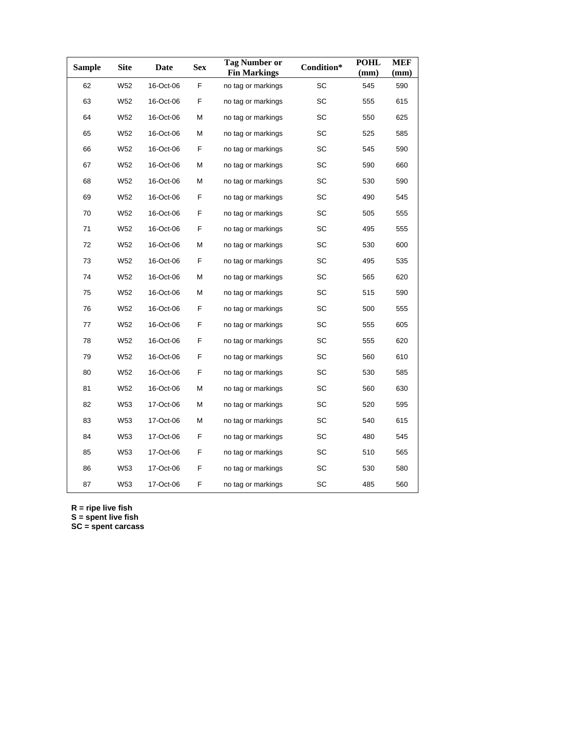| Sample | Site | Date | Sex | Tag Number or Fin Markings | Condition* | POHL (mm) | MEF (mm) |
|---|---|---|---|---|---|---|---|
| 62 | W52 | 16-Oct-06 | F | no tag or markings | SC | 545 | 590 |
| 63 | W52 | 16-Oct-06 | F | no tag or markings | SC | 555 | 615 |
| 64 | W52 | 16-Oct-06 | M | no tag or markings | SC | 550 | 625 |
| 65 | W52 | 16-Oct-06 | M | no tag or markings | SC | 525 | 585 |
| 66 | W52 | 16-Oct-06 | F | no tag or markings | SC | 545 | 590 |
| 67 | W52 | 16-Oct-06 | M | no tag or markings | SC | 590 | 660 |
| 68 | W52 | 16-Oct-06 | M | no tag or markings | SC | 530 | 590 |
| 69 | W52 | 16-Oct-06 | F | no tag or markings | SC | 490 | 545 |
| 70 | W52 | 16-Oct-06 | F | no tag or markings | SC | 505 | 555 |
| 71 | W52 | 16-Oct-06 | F | no tag or markings | SC | 495 | 555 |
| 72 | W52 | 16-Oct-06 | M | no tag or markings | SC | 530 | 600 |
| 73 | W52 | 16-Oct-06 | F | no tag or markings | SC | 495 | 535 |
| 74 | W52 | 16-Oct-06 | M | no tag or markings | SC | 565 | 620 |
| 75 | W52 | 16-Oct-06 | M | no tag or markings | SC | 515 | 590 |
| 76 | W52 | 16-Oct-06 | F | no tag or markings | SC | 500 | 555 |
| 77 | W52 | 16-Oct-06 | F | no tag or markings | SC | 555 | 605 |
| 78 | W52 | 16-Oct-06 | F | no tag or markings | SC | 555 | 620 |
| 79 | W52 | 16-Oct-06 | F | no tag or markings | SC | 560 | 610 |
| 80 | W52 | 16-Oct-06 | F | no tag or markings | SC | 530 | 585 |
| 81 | W52 | 16-Oct-06 | M | no tag or markings | SC | 560 | 630 |
| 82 | W53 | 17-Oct-06 | M | no tag or markings | SC | 520 | 595 |
| 83 | W53 | 17-Oct-06 | M | no tag or markings | SC | 540 | 615 |
| 84 | W53 | 17-Oct-06 | F | no tag or markings | SC | 480 | 545 |
| 85 | W53 | 17-Oct-06 | F | no tag or markings | SC | 510 | 565 |
| 86 | W53 | 17-Oct-06 | F | no tag or markings | SC | 530 | 580 |
| 87 | W53 | 17-Oct-06 | F | no tag or markings | SC | 485 | 560 |

**R = ripe live fish**
**S = spent live fish**
**SC = spent carcass**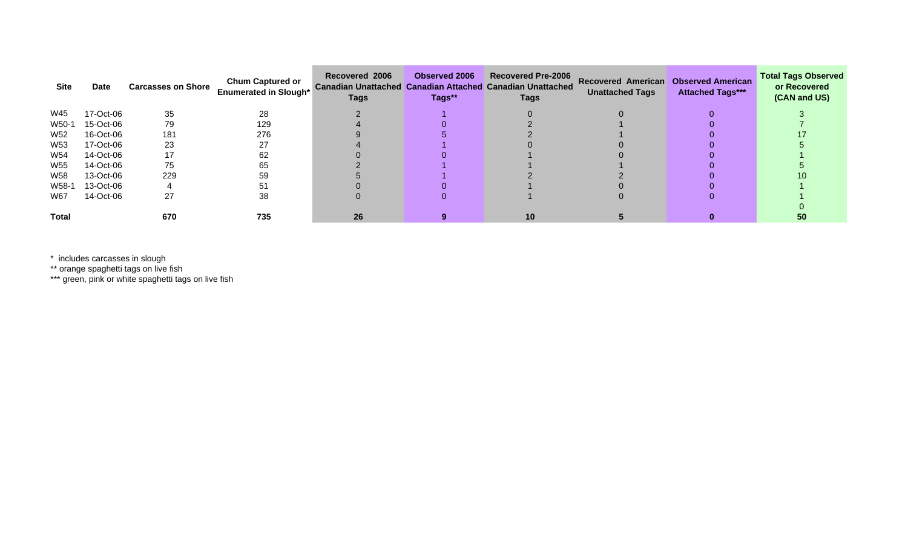| Site | Date | Carcasses on Shore | Chum Captured or Enumerated in Slough* | Recovered 2006 Canadian Unattached Tags | Observed 2006 Canadian Attached Tags** | Recovered Pre-2006 Canadian Unattached Tags | Recovered American Unattached Tags | Observed American Attached Tags*** | Total Tags Observed or Recovered (CAN and US) |
|---|---|---|---|---|---|---|---|---|---|
| W45 | 17-Oct-06 | 35 | 28 | 2 | 1 | 0 | 0 | 0 | 3 |
| W50-1 | 15-Oct-06 | 79 | 129 | 4 | 0 | 2 | 1 | 0 | 7 |
| W52 | 16-Oct-06 | 181 | 276 | 9 | 5 | 2 | 1 | 0 | 17 |
| W53 | 17-Oct-06 | 23 | 27 | 4 | 1 | 0 | 0 | 0 | 5 |
| W54 | 14-Oct-06 | 17 | 62 | 0 | 0 | 1 | 0 | 0 | 1 |
| W55 | 14-Oct-06 | 75 | 65 | 2 | 1 | 1 | 1 | 0 | 5 |
| W58 | 13-Oct-06 | 229 | 59 | 5 | 1 | 2 | 2 | 0 | 10 |
| W58-1 | 13-Oct-06 | 4 | 51 | 0 | 0 | 1 | 0 | 0 | 1 |
| W67 | 14-Oct-06 | 27 | 38 | 0 | 0 | 1 | 0 | 0 | 1 |
| | | | | | | | | | 0 |
| **Total** | | **670** | **735** | **26** | **9** | **10** | **5** | **0** | **50** |

\* includes carcasses in slough

\** orange spaghetti tags on live fish

\*** green, pink or white spaghetti tags on live fish